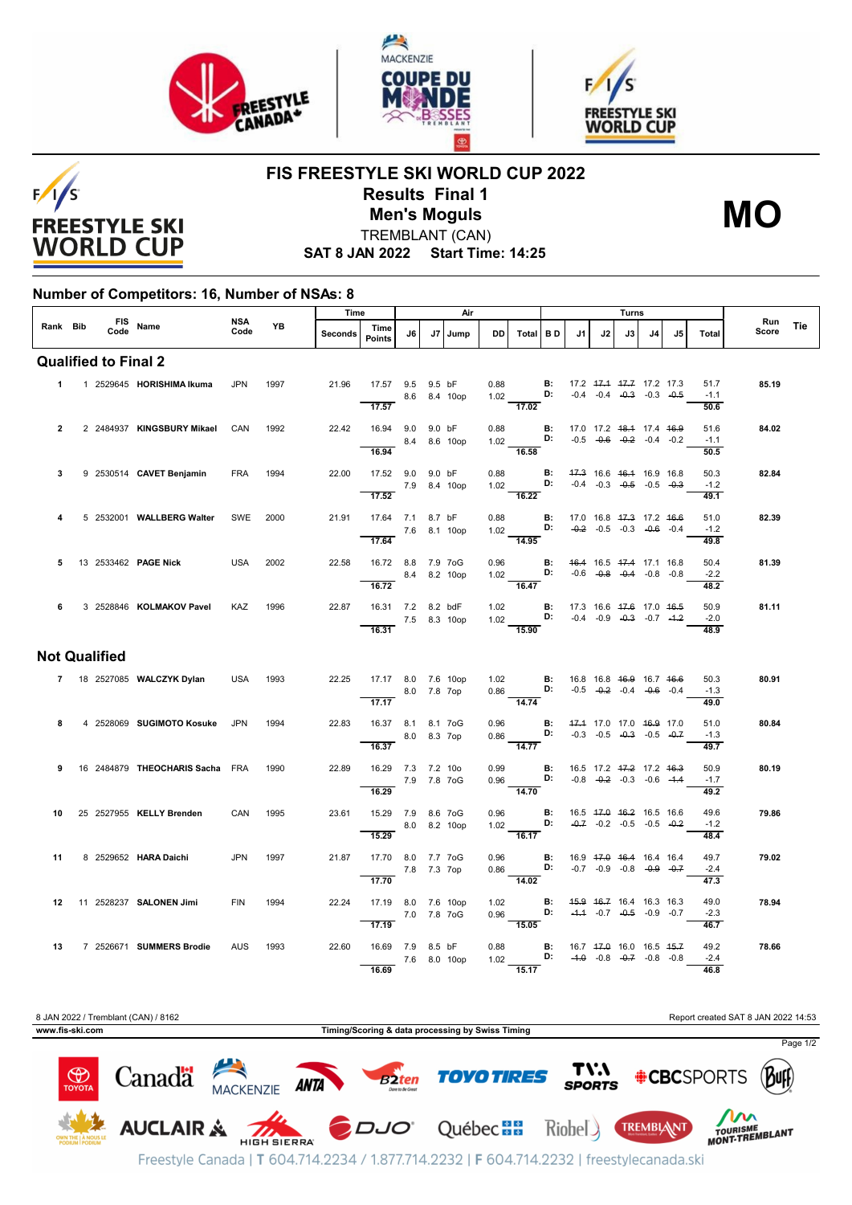# FIS FREESTYLE SKI WORLD CUP 2022

## Results Final 1

## Men's Moguls

**MO**

TREMBLANT (CAN)

**SAT 8 JAN 2022 Start Time: 14:25**

### Number of Competitors: 16, Number of NSAs: 8

| Rank | Bib | FIS Code | Name | NSA Code | YB | Time Seconds | Time Points | J6 | J7 | Jump | DD | Air Total | B D | J1 | J2 | J3 | J4 | J5 | Turns Total | Run Score | Tie |
|---|---|---|---|---|---|---|---|---|---|---|---|---|---|---|---|---|---|---|---|---|---|
| **Qualified to Final 2** | | | | | | | | | | | | | | | | | | | | | |
| 1 | 1 | 2529645 | **HORISHIMA Ikuma** | JPN | 1997 | 21.96 | 17.57 | 9.5 | 9.5 | bF | 0.88 | | B: | 17.2 | ~~17.1~~ | ~~17.7~~ | 17.2 | 17.3 | 51.7 | **85.19** | |
| | | | | | | | | 8.6 | 8.4 | 10op | 1.02 | | D: | -0.4 | -0.4 | ~~-0.3~~ | -0.3 | ~~-0.5~~ | -1.1 | | |
| | | | | | | | 17.57 | | | | | 17.02 | | | | | | | 50.6 | | |
| 2 | 2 | 2484937 | **KINGSBURY Mikael** | CAN | 1992 | 22.42 | 16.94 | 9.0 | 9.0 | bF | 0.88 | | B: | 17.0 | 17.2 | ~~18.1~~ | 17.4 | ~~16.9~~ | 51.6 | **84.02** | |
| | | | | | | | | 8.4 | 8.6 | 10op | 1.02 | | D: | -0.5 | ~~-0.6~~ | ~~-0.2~~ | -0.4 | -0.2 | -1.1 | | |
| | | | | | | | 16.94 | | | | | 16.58 | | | | | | | 50.5 | | |
| 3 | 9 | 2530514 | **CAVET Benjamin** | FRA | 1994 | 22.00 | 17.52 | 9.0 | 9.0 | bF | 0.88 | | B: | ~~17.3~~ | 16.6 | ~~16.1~~ | 16.9 | 16.8 | 50.3 | **82.84** | |
| | | | | | | | | 7.9 | 8.4 | 10op | 1.02 | | D: | -0.4 | -0.3 | ~~-0.5~~ | -0.5 | ~~-0.3~~ | -1.2 | | |
| | | | | | | | 17.52 | | | | | 16.22 | | | | | | | 49.1 | | |
| 4 | 5 | 2532001 | **WALLBERG Walter** | SWE | 2000 | 21.91 | 17.64 | 7.1 | 8.7 | bF | 0.88 | | B: | 17.0 | 16.8 | ~~17.3~~ | 17.2 | ~~16.6~~ | 51.0 | **82.39** | |
| | | | | | | | | 7.6 | 8.1 | 10op | 1.02 | | D: | ~~-0.2~~ | -0.5 | -0.3 | ~~-0.6~~ | -0.4 | -1.2 | | |
| | | | | | | | 17.64 | | | | | 14.95 | | | | | | | 49.8 | | |
| 5 | 13 | 2533462 | **PAGE Nick** | USA | 2002 | 22.58 | 16.72 | 8.8 | 7.9 | 7oG | 0.96 | | B: | ~~16.4~~ | 16.5 | ~~17.4~~ | 17.1 | 16.8 | 50.4 | **81.39** | |
| | | | | | | | | 8.4 | 8.2 | 10op | 1.02 | | D: | -0.6 | ~~-0.8~~ | ~~-0.4~~ | -0.8 | -0.8 | -2.2 | | |
| | | | | | | | 16.72 | | | | | 16.47 | | | | | | | 48.2 | | |
| 6 | 3 | 2528846 | **KOLMAKOV Pavel** | KAZ | 1996 | 22.87 | 16.31 | 7.2 | 8.2 | bdF | 1.02 | | B: | 17.3 | 16.6 | ~~17.6~~ | 17.0 | ~~16.5~~ | 50.9 | **81.11** | |
| | | | | | | | | 7.5 | 8.3 | 10op | 1.02 | | D: | -0.4 | -0.9 | ~~-0.3~~ | -0.7 | ~~-1.2~~ | -2.0 | | |
| | | | | | | | 16.31 | | | | | 15.90 | | | | | | | 48.9 | | |
| **Not Qualified** | | | | | | | | | | | | | | | | | | | | | |
| 7 | 18 | 2527085 | **WALCZYK Dylan** | USA | 1993 | 22.25 | 17.17 | 8.0 | 7.6 | 10op | 1.02 | | B: | 16.8 | 16.8 | ~~16.9~~ | 16.7 | ~~16.6~~ | 50.3 | **80.91** | |
| | | | | | | | | 8.0 | 7.8 | 7op | 0.86 | | D: | -0.5 | ~~-0.2~~ | -0.4 | ~~-0.6~~ | -0.4 | -1.3 | | |
| | | | | | | | 17.17 | | | | | 14.74 | | | | | | | 49.0 | | |
| 8 | 4 | 2528069 | **SUGIMOTO Kosuke** | JPN | 1994 | 22.83 | 16.37 | 8.1 | 8.1 | 7oG | 0.96 | | B: | ~~17.1~~ | 17.0 | 17.0 | ~~16.9~~ | 17.0 | 51.0 | **80.84** | |
| | | | | | | | | 8.0 | 8.3 | 7op | 0.86 | | D: | -0.3 | -0.5 | ~~-0.3~~ | -0.5 | ~~-0.7~~ | -1.3 | | |
| | | | | | | | 16.37 | | | | | 14.77 | | | | | | | 49.7 | | |
| 9 | 16 | 2484879 | **THEOCHARIS Sacha** | FRA | 1990 | 22.89 | 16.29 | 7.3 | 7.2 | 10o | 0.99 | | B: | 16.5 | 17.2 | ~~17.2~~ | 17.2 | ~~16.3~~ | 50.9 | **80.19** | |
| | | | | | | | | 7.9 | 7.8 | 7oG | 0.96 | | D: | -0.8 | ~~-0.2~~ | -0.3 | -0.6 | ~~-1.1~~ | -1.7 | | |
| | | | | | | | 16.29 | | | | | 14.70 | | | | | | | 49.2 | | |
| 10 | 25 | 2527955 | **KELLY Brenden** | CAN | 1995 | 23.61 | 15.29 | 7.9 | 8.6 | 7oG | 0.96 | | B: | 16.5 | ~~17.0~~ | ~~16.2~~ | 16.5 | 16.6 | 49.6 | **79.86** | |
| | | | | | | | | 8.0 | 8.2 | 10op | 1.02 | | D: | ~~-0.7~~ | -0.2 | -0.5 | -0.5 | ~~-0.2~~ | -1.2 | | |
| | | | | | | | 15.29 | | | | | 16.17 | | | | | | | 48.4 | | |
| 11 | 8 | 2529652 | **HARA Daichi** | JPN | 1997 | 21.87 | 17.70 | 8.0 | 7.7 | 7oG | 0.96 | | B: | 16.9 | ~~17.0~~ | ~~16.4~~ | 16.4 | 16.4 | 49.7 | **79.02** | |
| | | | | | | | | 7.8 | 7.3 | 7op | 0.86 | | D: | -0.7 | -0.9 | -0.8 | ~~-0.9~~ | ~~-0.7~~ | -2.4 | | |
| | | | | | | | 17.70 | | | | | 14.02 | | | | | | | 47.3 | | |
| 12 | 11 | 2528237 | **SALONEN Jimi** | FIN | 1994 | 22.24 | 17.19 | 8.0 | 7.6 | 10op | 1.02 | | B: | ~~15.9~~ | ~~16.7~~ | 16.4 | 16.3 | 16.3 | 49.0 | **78.94** | |
| | | | | | | | | 7.0 | 7.8 | 7oG | 0.96 | | D: | ~~-1.1~~ | -0.7 | ~~-0.5~~ | -0.9 | -0.7 | -2.3 | | |
| | | | | | | | 17.19 | | | | | 15.05 | | | | | | | 46.7 | | |
| 13 | 7 | 2526671 | **SUMMERS Brodie** | AUS | 1993 | 22.60 | 16.69 | 7.9 | 8.5 | bF | 0.88 | | B: | 16.7 | ~~17.0~~ | 16.0 | 16.5 | ~~15.7~~ | 49.2 | **78.66** | |
| | | | | | | | | 7.6 | 8.0 | 10op | 1.02 | | D: | ~~-1.0~~ | -0.8 | ~~-0.7~~ | -0.8 | -0.8 | -2.4 | | |
| | | | | | | | 16.69 | | | | | 15.17 | | | | | | | 46.8 | | |

8 JAN 2022 / Tremblant (CAN) / 8162

Report created SAT 8 JAN 2022 14:53

www.fis-ski.com

Timing/Scoring & data processing by Swiss Timing

Freestyle Canada | T 604.714.2234 / 1.877.714.2232 | F 604.714.2232 | freestylecanada.ski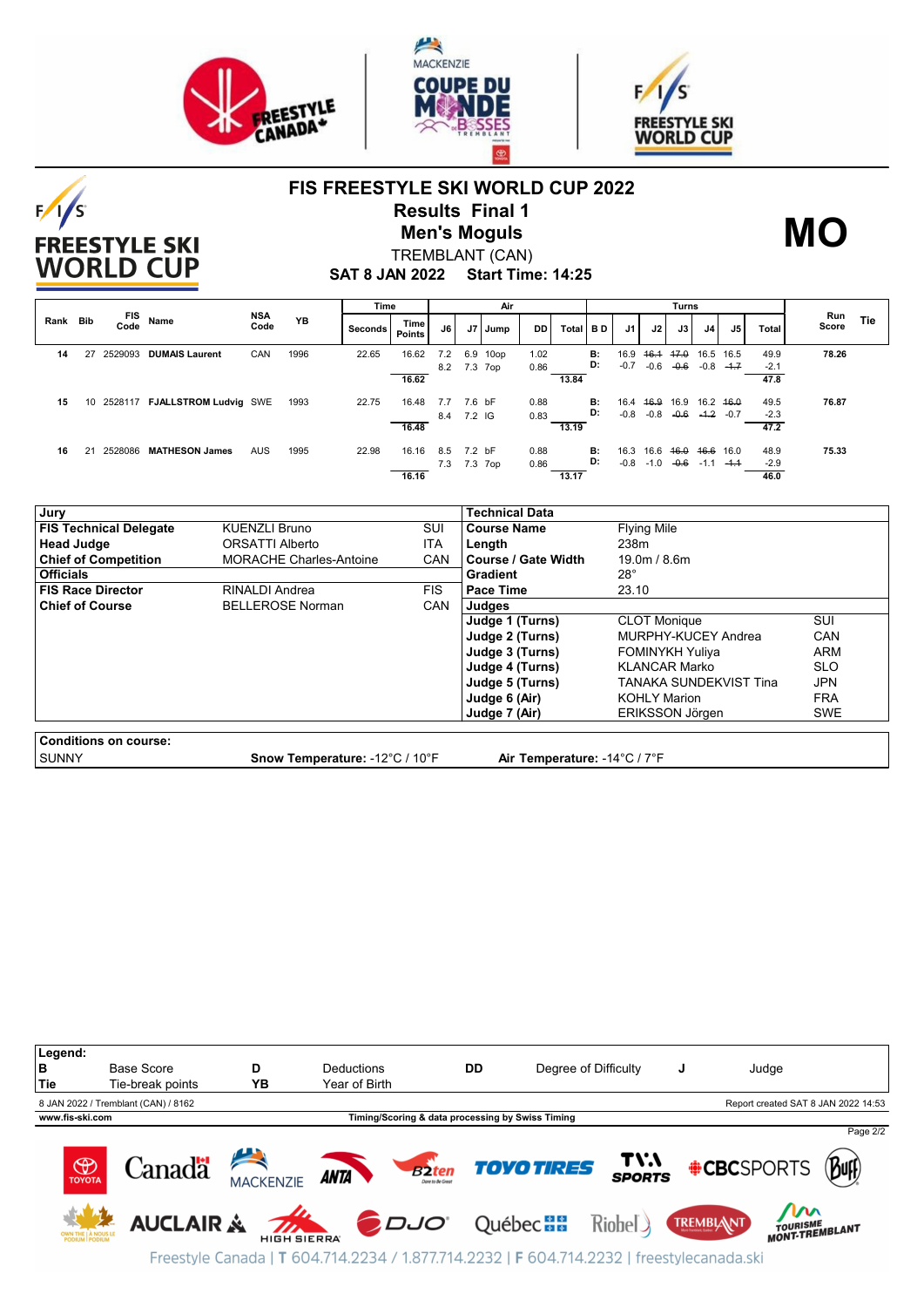# FIS FREESTYLE SKI WORLD CUP 2022

## Results Final 1

## Men's Moguls

**MO**

TREMBLANT (CAN)

**SAT 8 JAN 2022 Start Time: 14:25**

| Rank | Bib | FIS Code | Name | NSA Code | YB | Time Seconds | Time Points | Air J6 | Air J7 | Jump | DD | Air Total | B D | Turns J1 | Turns J2 | Turns J3 | Turns J4 | Turns J5 | Turns Total | Run Score | Tie |
|---|---|---|---|---|---|---|---|---|---|---|---|---|---|---|---|---|---|---|---|---|---|
| 14 | 27 | 2529093 | DUMAIS Laurent | CAN | 1996 | 22.65 | 16.62 | 7.2 | 6.9 | 10op | 1.02 | | B: | 16.9 | ~~16.1~~ | ~~17.0~~ | 16.5 | 16.5 | 49.9 | 78.26 | |
| | | | | | | | | 8.2 | 7.3 | 7op | 0.86 | | D: | -0.7 | -0.6 | ~~-0.6~~ | -0.8 | ~~-1.7~~ | -2.1 | | |
| | | | | | | | 16.62 | | | | | 13.84 | | | | | | | 47.8 | | |
| 15 | 10 | 2528117 | FJALLSTROM Ludvig | SWE | 1993 | 22.75 | 16.48 | 7.7 | 7.6 | bF | 0.88 | | B: | 16.4 | ~~16.9~~ | 16.9 | 16.2 | ~~16.0~~ | 49.5 | 76.87 | |
| | | | | | | | | 8.4 | 7.2 | IG | 0.83 | | D: | -0.8 | -0.8 | ~~-0.6~~ | ~~-1.2~~ | -0.7 | -2.3 | | |
| | | | | | | | 16.48 | | | | | 13.19 | | | | | | | 47.2 | | |
| 16 | 21 | 2528086 | MATHESON James | AUS | 1995 | 22.98 | 16.16 | 8.5 | 7.2 | bF | 0.88 | | B: | 16.3 | 16.6 | ~~16.0~~ | ~~16.6~~ | 16.0 | 48.9 | 75.33 | |
| | | | | | | | | 7.3 | 7.3 | 7op | 0.86 | | D: | -0.8 | -1.0 | ~~-0.6~~ | -1.1 | ~~-1.1~~ | -2.9 | | |
| | | | | | | | 16.16 | | | | | 13.17 | | | | | | | 46.0 | | |

| Jury | | |
|---|---|---|
| **FIS Technical Delegate** | KUENZLI Bruno | SUI |
| **Head Judge** | ORSATTI Alberto | ITA |
| **Chief of Competition** | MORACHE Charles-Antoine | CAN |
| **Officials** | | |
| **FIS Race Director** | RINALDI Andrea | FIS |
| **Chief of Course** | BELLEROSE Norman | CAN |

| Technical Data | | |
|---|---|---|
| **Course Name** | Flying Mile | |
| **Length** | 238m | |
| **Course / Gate Width** | 19.0m / 8.6m | |
| **Gradient** | 28° | |
| **Pace Time** | 23.10 | |
| **Judges** | | |
| **Judge 1 (Turns)** | CLOT Monique | SUI |
| **Judge 2 (Turns)** | MURPHY-KUCEY Andrea | CAN |
| **Judge 3 (Turns)** | FOMINYKH Yuliya | ARM |
| **Judge 4 (Turns)** | KLANCAR Marko | SLO |
| **Judge 5 (Turns)** | TANAKA SUNDEKVIST Tina | JPN |
| **Judge 6 (Air)** | KOHLY Marion | FRA |
| **Judge 7 (Air)** | ERIKSSON Jörgen | SWE |

**Conditions on course:**

SUNNY **Snow Temperature:** -12°C / 10°F **Air Temperature:** -14°C / 7°F

**Legend:**

| | | | | | | | |
|---|---|---|---|---|---|---|---|
| **B** | Base Score | **D** | Deductions | **DD** | Degree of Difficulty | **J** | Judge |
| **Tie** | Tie-break points | **YB** | Year of Birth | | | | |

8 JAN 2022 / Tremblant (CAN) / 8162 Report created SAT 8 JAN 2022 14:53

www.fis-ski.com Timing/Scoring & data processing by Swiss Timing

Freestyle Canada | T 604.714.2234 / 1.877.714.2232 | F 604.714.2232 | freestylecanada.ski